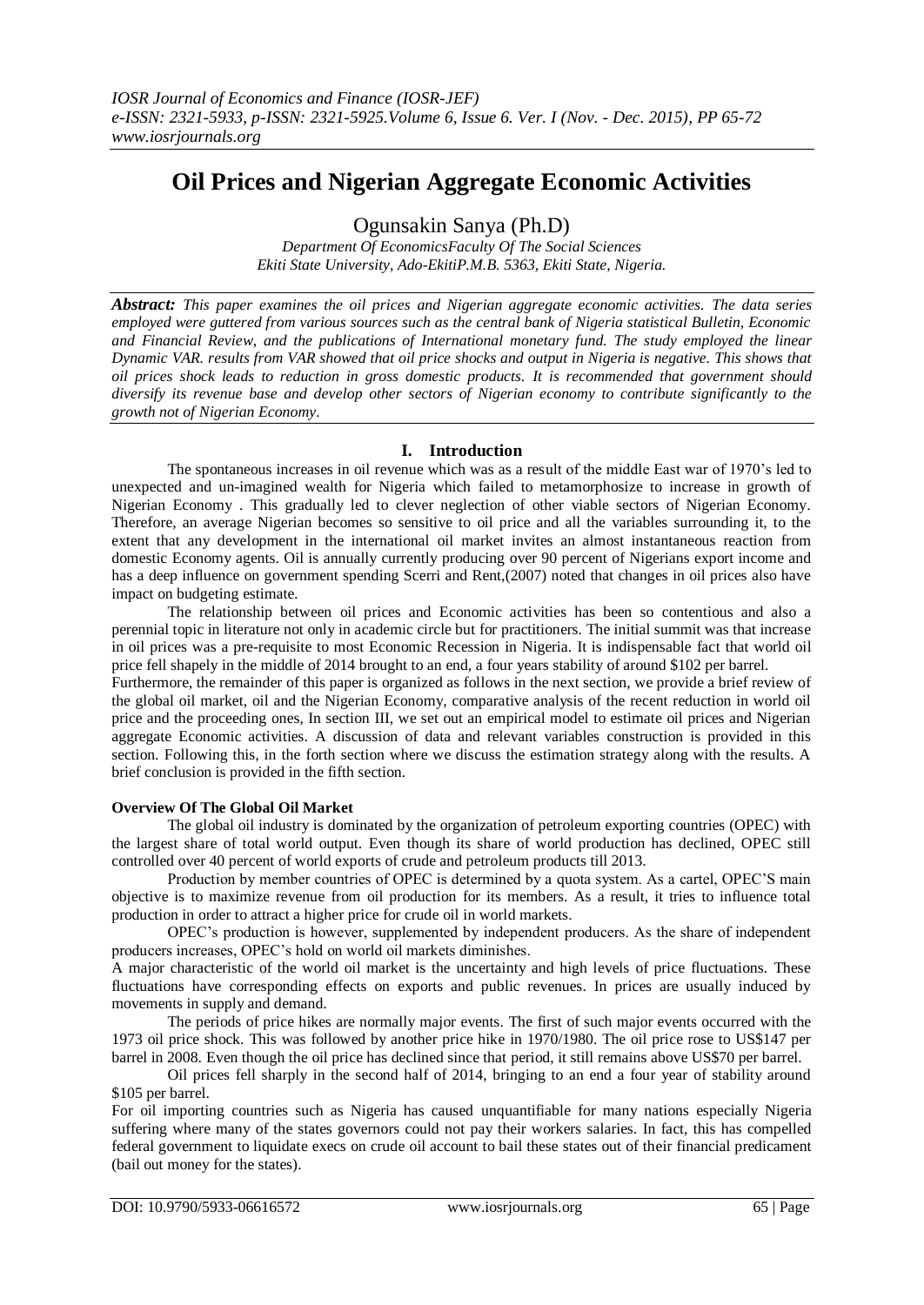# Oil Prices and Nigerian Aggregate Economic Activities

Ogunsakin Sanya (Ph.D)

*Department Of EconomicsFaculty Of The Social Sciences*
*Ekiti State University, Ado-EkitiP.M.B. 5363, Ekiti State, Nigeria.*

***Abstract:*** *This paper examines the oil prices and Nigerian aggregate economic activities. The data series employed were guttered from various sources such as the central bank of Nigeria statistical Bulletin, Economic and Financial Review, and the publications of International monetary fund. The study employed the linear Dynamic VAR. results from VAR showed that oil price shocks and output in Nigeria is negative. This shows that oil prices shock leads to reduction in gross domestic products. It is recommended that government should diversify its revenue base and develop other sectors of Nigerian economy to contribute significantly to the growth not of Nigerian Economy.*

## I. Introduction

The spontaneous increases in oil revenue which was as a result of the middle East war of 1970's led to unexpected and un-imagined wealth for Nigeria which failed to metamorphosize to increase in growth of Nigerian Economy . This gradually led to clever neglection of other viable sectors of Nigerian Economy. Therefore, an average Nigerian becomes so sensitive to oil price and all the variables surrounding it, to the extent that any development in the international oil market invites an almost instantaneous reaction from domestic Economy agents. Oil is annually currently producing over 90 percent of Nigerians export income and has a deep influence on government spending Scerri and Rent,(2007) noted that changes in oil prices also have impact on budgeting estimate.

The relationship between oil prices and Economic activities has been so contentious and also a perennial topic in literature not only in academic circle but for practitioners. The initial summit was that increase in oil prices was a pre-requisite to most Economic Recession in Nigeria. It is indispensable fact that world oil price fell shapely in the middle of 2014 brought to an end, a four years stability of around \$102 per barrel.

Furthermore, the remainder of this paper is organized as follows in the next section, we provide a brief review of the global oil market, oil and the Nigerian Economy, comparative analysis of the recent reduction in world oil price and the proceeding ones, In section III, we set out an empirical model to estimate oil prices and Nigerian aggregate Economic activities. A discussion of data and relevant variables construction is provided in this section. Following this, in the forth section where we discuss the estimation strategy along with the results. A brief conclusion is provided in the fifth section.

**Overview Of The Global Oil Market**

The global oil industry is dominated by the organization of petroleum exporting countries (OPEC) with the largest share of total world output. Even though its share of world production has declined, OPEC still controlled over 40 percent of world exports of crude and petroleum products till 2013.

Production by member countries of OPEC is determined by a quota system. As a cartel, OPEC'S main objective is to maximize revenue from oil production for its members. As a result, it tries to influence total production in order to attract a higher price for crude oil in world markets.

OPEC's production is however, supplemented by independent producers. As the share of independent producers increases, OPEC's hold on world oil markets diminishes.

A major characteristic of the world oil market is the uncertainty and high levels of price fluctuations. These fluctuations have corresponding effects on exports and public revenues. In prices are usually induced by movements in supply and demand.

The periods of price hikes are normally major events. The first of such major events occurred with the 1973 oil price shock. This was followed by another price hike in 1970/1980. The oil price rose to US\$147 per barrel in 2008. Even though the oil price has declined since that period, it still remains above US\$70 per barrel.

Oil prices fell sharply in the second half of 2014, bringing to an end a four year of stability around \$105 per barrel.

For oil importing countries such as Nigeria has caused unquantifiable for many nations especially Nigeria suffering where many of the states governors could not pay their workers salaries. In fact, this has compelled federal government to liquidate execs on crude oil account to bail these states out of their financial predicament (bail out money for the states).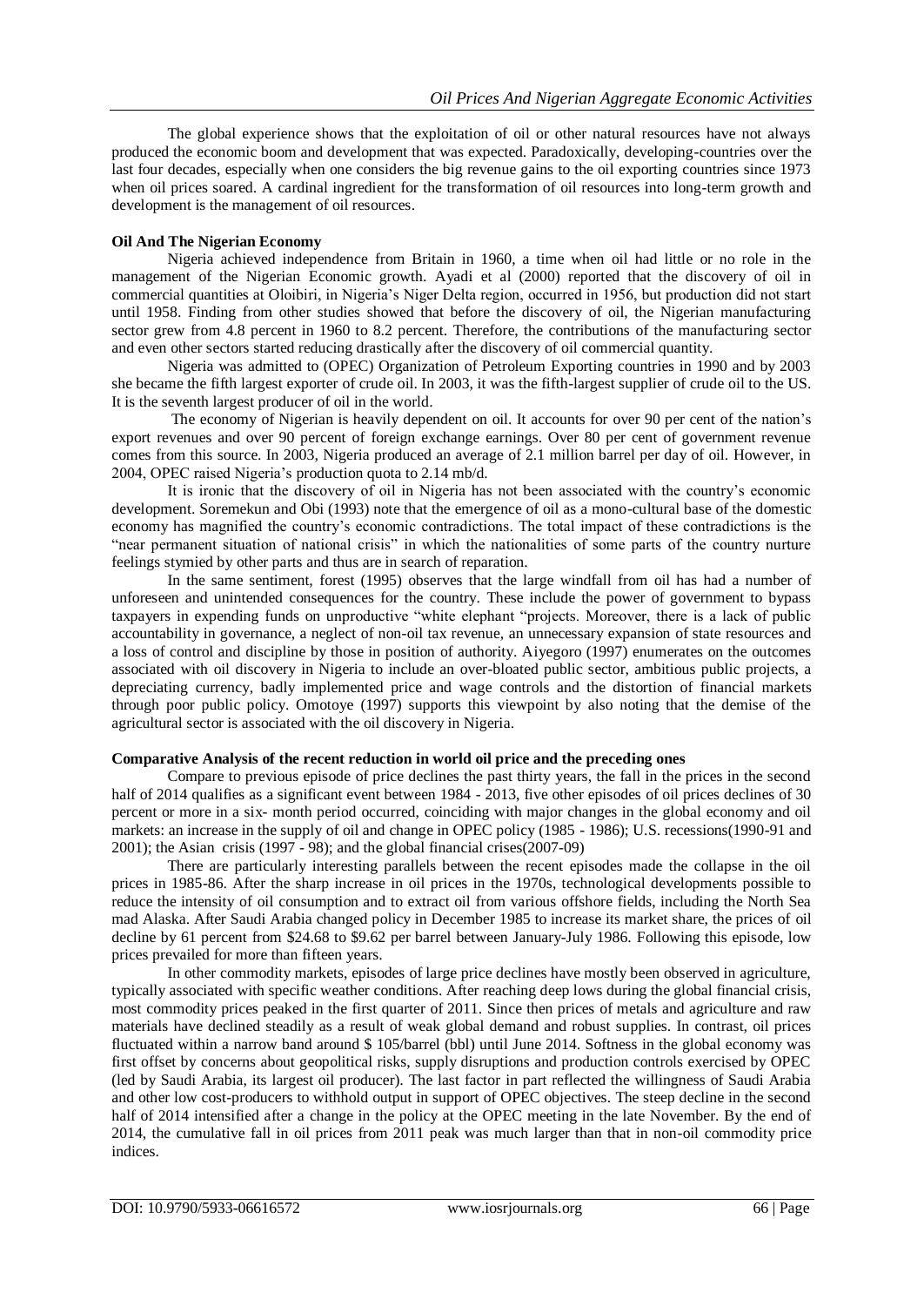The global experience shows that the exploitation of oil or other natural resources have not always produced the economic boom and development that was expected. Paradoxically, developing-countries over the last four decades, especially when one considers the big revenue gains to the oil exporting countries since 1973 when oil prices soared. A cardinal ingredient for the transformation of oil resources into long-term growth and development is the management of oil resources.

**Oil And The Nigerian Economy**

Nigeria achieved independence from Britain in 1960, a time when oil had little or no role in the management of the Nigerian Economic growth. Ayadi et al (2000) reported that the discovery of oil in commercial quantities at Oloibiri, in Nigeria's Niger Delta region, occurred in 1956, but production did not start until 1958. Finding from other studies showed that before the discovery of oil, the Nigerian manufacturing sector grew from 4.8 percent in 1960 to 8.2 percent. Therefore, the contributions of the manufacturing sector and even other sectors started reducing drastically after the discovery of oil commercial quantity.

Nigeria was admitted to (OPEC) Organization of Petroleum Exporting countries in 1990 and by 2003 she became the fifth largest exporter of crude oil. In 2003, it was the fifth-largest supplier of crude oil to the US. It is the seventh largest producer of oil in the world.

The economy of Nigerian is heavily dependent on oil. It accounts for over 90 per cent of the nation's export revenues and over 90 percent of foreign exchange earnings. Over 80 per cent of government revenue comes from this source. In 2003, Nigeria produced an average of 2.1 million barrel per day of oil. However, in 2004, OPEC raised Nigeria's production quota to 2.14 mb/d.

It is ironic that the discovery of oil in Nigeria has not been associated with the country's economic development. Soremekun and Obi (1993) note that the emergence of oil as a mono-cultural base of the domestic economy has magnified the country's economic contradictions. The total impact of these contradictions is the "near permanent situation of national crisis" in which the nationalities of some parts of the country nurture feelings stymied by other parts and thus are in search of reparation.

In the same sentiment, forest (1995) observes that the large windfall from oil has had a number of unforeseen and unintended consequences for the country. These include the power of government to bypass taxpayers in expending funds on unproductive "white elephant "projects. Moreover, there is a lack of public accountability in governance, a neglect of non-oil tax revenue, an unnecessary expansion of state resources and a loss of control and discipline by those in position of authority. Aiyegoro (1997) enumerates on the outcomes associated with oil discovery in Nigeria to include an over-bloated public sector, ambitious public projects, a depreciating currency, badly implemented price and wage controls and the distortion of financial markets through poor public policy. Omotoye (1997) supports this viewpoint by also noting that the demise of the agricultural sector is associated with the oil discovery in Nigeria.

**Comparative Analysis of the recent reduction in world oil price and the preceding ones**

Compare to previous episode of price declines the past thirty years, the fall in the prices in the second half of 2014 qualifies as a significant event between 1984 - 2013, five other episodes of oil prices declines of 30 percent or more in a six- month period occurred, coinciding with major changes in the global economy and oil markets: an increase in the supply of oil and change in OPEC policy (1985 - 1986); U.S. recessions(1990-91 and 2001); the Asian crisis (1997 - 98); and the global financial crises(2007-09)

There are particularly interesting parallels between the recent episodes made the collapse in the oil prices in 1985-86. After the sharp increase in oil prices in the 1970s, technological developments possible to reduce the intensity of oil consumption and to extract oil from various offshore fields, including the North Sea mad Alaska. After Saudi Arabia changed policy in December 1985 to increase its market share, the prices of oil decline by 61 percent from $24.68 to $9.62 per barrel between January-July 1986. Following this episode, low prices prevailed for more than fifteen years.

In other commodity markets, episodes of large price declines have mostly been observed in agriculture, typically associated with specific weather conditions. After reaching deep lows during the global financial crisis, most commodity prices peaked in the first quarter of 2011. Since then prices of metals and agriculture and raw materials have declined steadily as a result of weak global demand and robust supplies. In contrast, oil prices fluctuated within a narrow band around $ 105/barrel (bbl) until June 2014. Softness in the global economy was first offset by concerns about geopolitical risks, supply disruptions and production controls exercised by OPEC (led by Saudi Arabia, its largest oil producer). The last factor in part reflected the willingness of Saudi Arabia and other low cost-producers to withhold output in support of OPEC objectives. The steep decline in the second half of 2014 intensified after a change in the policy at the OPEC meeting in the late November. By the end of 2014, the cumulative fall in oil prices from 2011 peak was much larger than that in non-oil commodity price indices.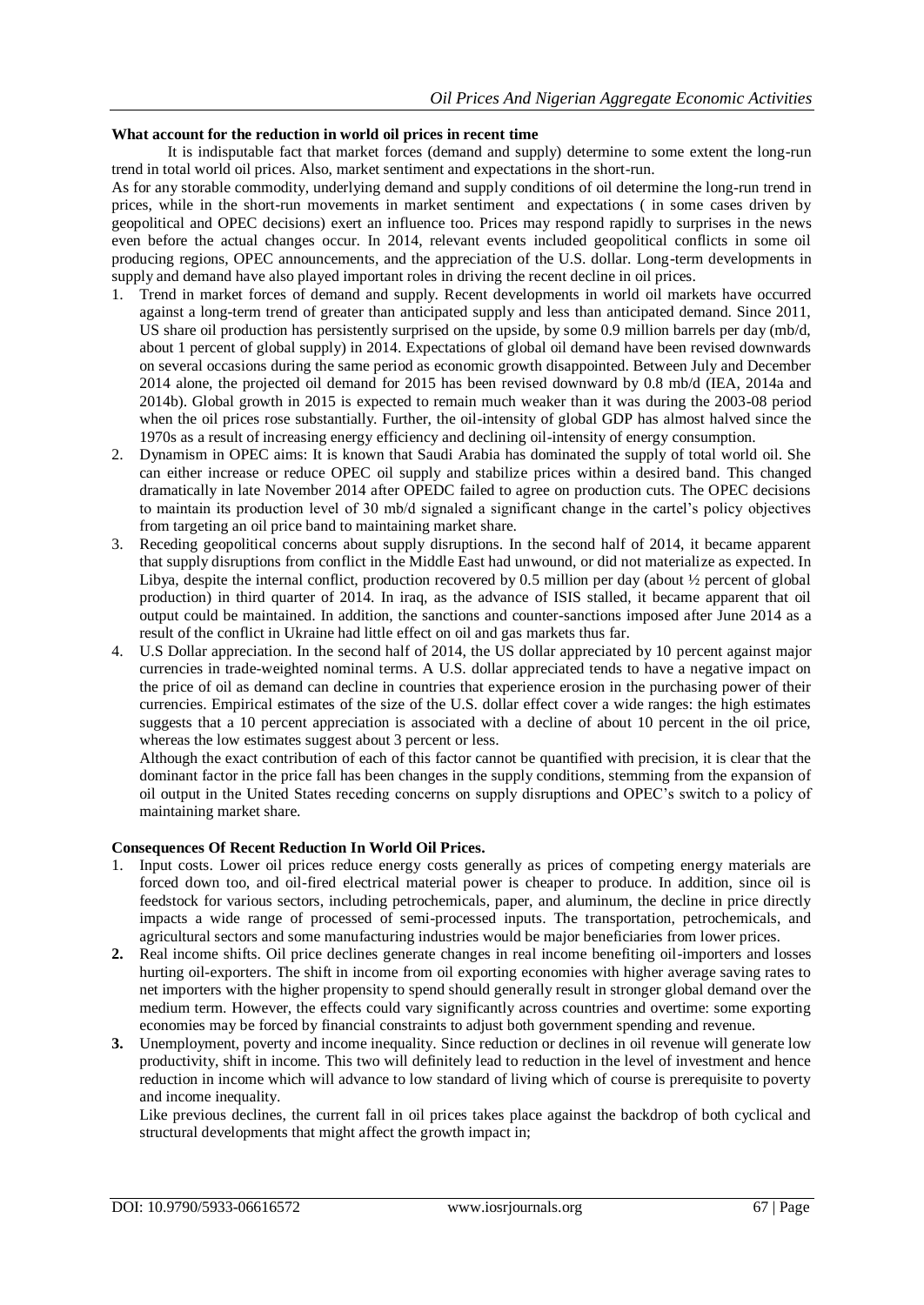**What account for the reduction in world oil prices in recent time**

It is indisputable fact that market forces (demand and supply) determine to some extent the long-run trend in total world oil prices. Also, market sentiment and expectations in the short-run.

As for any storable commodity, underlying demand and supply conditions of oil determine the long-run trend in prices, while in the short-run movements in market sentiment and expectations ( in some cases driven by geopolitical and OPEC decisions) exert an influence too. Prices may respond rapidly to surprises in the news even before the actual changes occur. In 2014, relevant events included geopolitical conflicts in some oil producing regions, OPEC announcements, and the appreciation of the U.S. dollar. Long-term developments in supply and demand have also played important roles in driving the recent decline in oil prices.

1. Trend in market forces of demand and supply. Recent developments in world oil markets have occurred against a long-term trend of greater than anticipated supply and less than anticipated demand. Since 2011, US share oil production has persistently surprised on the upside, by some 0.9 million barrels per day (mb/d, about 1 percent of global supply) in 2014. Expectations of global oil demand have been revised downwards on several occasions during the same period as economic growth disappointed. Between July and December 2014 alone, the projected oil demand for 2015 has been revised downward by 0.8 mb/d (IEA, 2014a and 2014b). Global growth in 2015 is expected to remain much weaker than it was during the 2003-08 period when the oil prices rose substantially. Further, the oil-intensity of global GDP has almost halved since the 1970s as a result of increasing energy efficiency and declining oil-intensity of energy consumption.
2. Dynamism in OPEC aims: It is known that Saudi Arabia has dominated the supply of total world oil. She can either increase or reduce OPEC oil supply and stabilize prices within a desired band. This changed dramatically in late November 2014 after OPEDC failed to agree on production cuts. The OPEC decisions to maintain its production level of 30 mb/d signaled a significant change in the cartel's policy objectives from targeting an oil price band to maintaining market share.
3. Receding geopolitical concerns about supply disruptions. In the second half of 2014, it became apparent that supply disruptions from conflict in the Middle East had unwound, or did not materialize as expected. In Libya, despite the internal conflict, production recovered by 0.5 million per day (about ½ percent of global production) in third quarter of 2014. In iraq, as the advance of ISIS stalled, it became apparent that oil output could be maintained. In addition, the sanctions and counter-sanctions imposed after June 2014 as a result of the conflict in Ukraine had little effect on oil and gas markets thus far.
4. U.S Dollar appreciation. In the second half of 2014, the US dollar appreciated by 10 percent against major currencies in trade-weighted nominal terms. A U.S. dollar appreciated tends to have a negative impact on the price of oil as demand can decline in countries that experience erosion in the purchasing power of their currencies. Empirical estimates of the size of the U.S. dollar effect cover a wide ranges: the high estimates suggests that a 10 percent appreciation is associated with a decline of about 10 percent in the oil price, whereas the low estimates suggest about 3 percent or less.

   Although the exact contribution of each of this factor cannot be quantified with precision, it is clear that the dominant factor in the price fall has been changes in the supply conditions, stemming from the expansion of oil output in the United States receding concerns on supply disruptions and OPEC's switch to a policy of maintaining market share.

**Consequences Of Recent Reduction In World Oil Prices.**

1. Input costs. Lower oil prices reduce energy costs generally as prices of competing energy materials are forced down too, and oil-fired electrical material power is cheaper to produce. In addition, since oil is feedstock for various sectors, including petrochemicals, paper, and aluminum, the decline in price directly impacts a wide range of processed of semi-processed inputs. The transportation, petrochemicals, and agricultural sectors and some manufacturing industries would be major beneficiaries from lower prices.
2. Real income shifts. Oil price declines generate changes in real income benefiting oil-importers and losses hurting oil-exporters. The shift in income from oil exporting economies with higher average saving rates to net importers with the higher propensity to spend should generally result in stronger global demand over the medium term. However, the effects could vary significantly across countries and overtime: some exporting economies may be forced by financial constraints to adjust both government spending and revenue.
3. Unemployment, poverty and income inequality. Since reduction or declines in oil revenue will generate low productivity, shift in income. This two will definitely lead to reduction in the level of investment and hence reduction in income which will advance to low standard of living which of course is prerequisite to poverty and income inequality.

   Like previous declines, the current fall in oil prices takes place against the backdrop of both cyclical and structural developments that might affect the growth impact in;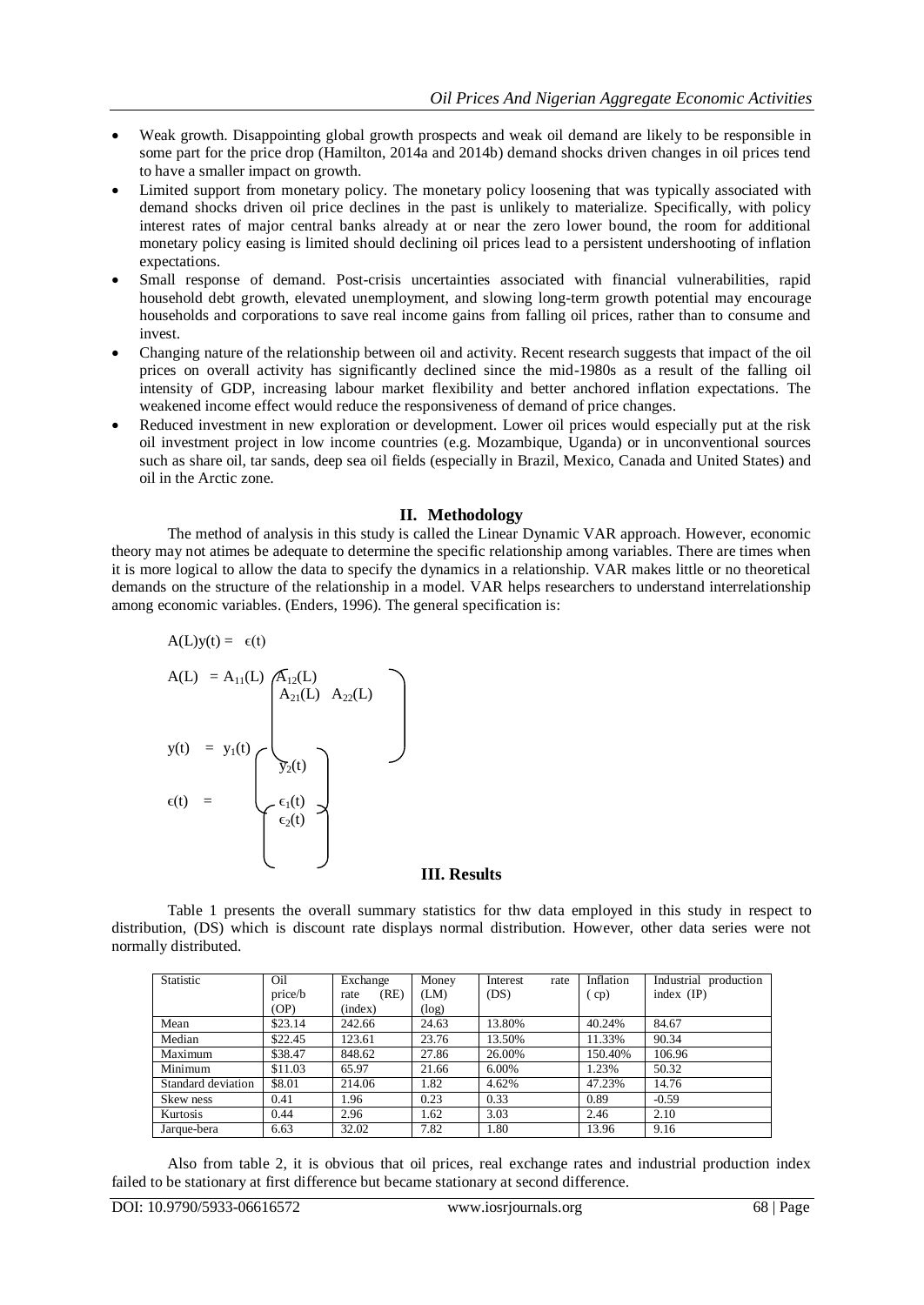- Weak growth. Disappointing global growth prospects and weak oil demand are likely to be responsible in some part for the price drop (Hamilton, 2014a and 2014b) demand shocks driven changes in oil prices tend to have a smaller impact on growth.
- Limited support from monetary policy. The monetary policy loosening that was typically associated with demand shocks driven oil price declines in the past is unlikely to materialize. Specifically, with policy interest rates of major central banks already at or near the zero lower bound, the room for additional monetary policy easing is limited should declining oil prices lead to a persistent undershooting of inflation expectations.
- Small response of demand. Post-crisis uncertainties associated with financial vulnerabilities, rapid household debt growth, elevated unemployment, and slowing long-term growth potential may encourage households and corporations to save real income gains from falling oil prices, rather than to consume and invest.
- Changing nature of the relationship between oil and activity. Recent research suggests that impact of the oil prices on overall activity has significantly declined since the mid-1980s as a result of the falling oil intensity of GDP, increasing labour market flexibility and better anchored inflation expectations. The weakened income effect would reduce the responsiveness of demand of price changes.
- Reduced investment in new exploration or development. Lower oil prices would especially put at the risk oil investment project in low income countries (e.g. Mozambique, Uganda) or in unconventional sources such as share oil, tar sands, deep sea oil fields (especially in Brazil, Mexico, Canada and United States) and oil in the Arctic zone.

## II. Methodology

The method of analysis in this study is called the Linear Dynamic VAR approach. However, economic theory may not atimes be adequate to determine the specific relationship among variables. There are times when it is more logical to allow the data to specify the dynamics in a relationship. VAR makes little or no theoretical demands on the structure of the relationship in a model. VAR helps researchers to understand interrelationship among economic variables. (Enders, 1996). The general specification is:

$$A(L)y(t) = \epsilon(t)$$

$$A(L) = \begin{pmatrix} A_{11}(L) & A_{12}(L) \\ A_{21}(L) & A_{22}(L) \end{pmatrix}$$

$$y(t) = \begin{pmatrix} y_1(t) \\ y_2(t) \end{pmatrix}$$

$$\epsilon(t) = \begin{pmatrix} \epsilon_1(t) \\ \epsilon_2(t) \end{pmatrix}$$

## III. Results

Table 1 presents the overall summary statistics for thw data employed in this study in respect to distribution, (DS) which is discount rate displays normal distribution. However, other data series were not normally distributed.

| Statistic | Oil price/b (OP) | Exchange rate (RE) (index) | Money (LM) (log) | Interest rate (DS) | Inflation ( cp) | Industrial production index (IP) |
|---|---|---|---|---|---|---|
| Mean | $23.14 | 242.66 | 24.63 | 13.80% | 40.24% | 84.67 |
| Median | $22.45 | 123.61 | 23.76 | 13.50% | 11.33% | 90.34 |
| Maximum | $38.47 | 848.62 | 27.86 | 26.00% | 150.40% | 106.96 |
| Minimum | $11.03 | 65.97 | 21.66 | 6.00% | 1.23% | 50.32 |
| Standard deviation | $8.01 | 214.06 | 1.82 | 4.62% | 47.23% | 14.76 |
| Skew ness | 0.41 | 1.96 | 0.23 | 0.33 | 0.89 | -0.59 |
| Kurtosis | 0.44 | 2.96 | 1.62 | 3.03 | 2.46 | 2.10 |
| Jarque-bera | 6.63 | 32.02 | 7.82 | 1.80 | 13.96 | 9.16 |

Also from table 2, it is obvious that oil prices, real exchange rates and industrial production index failed to be stationary at first difference but became stationary at second difference.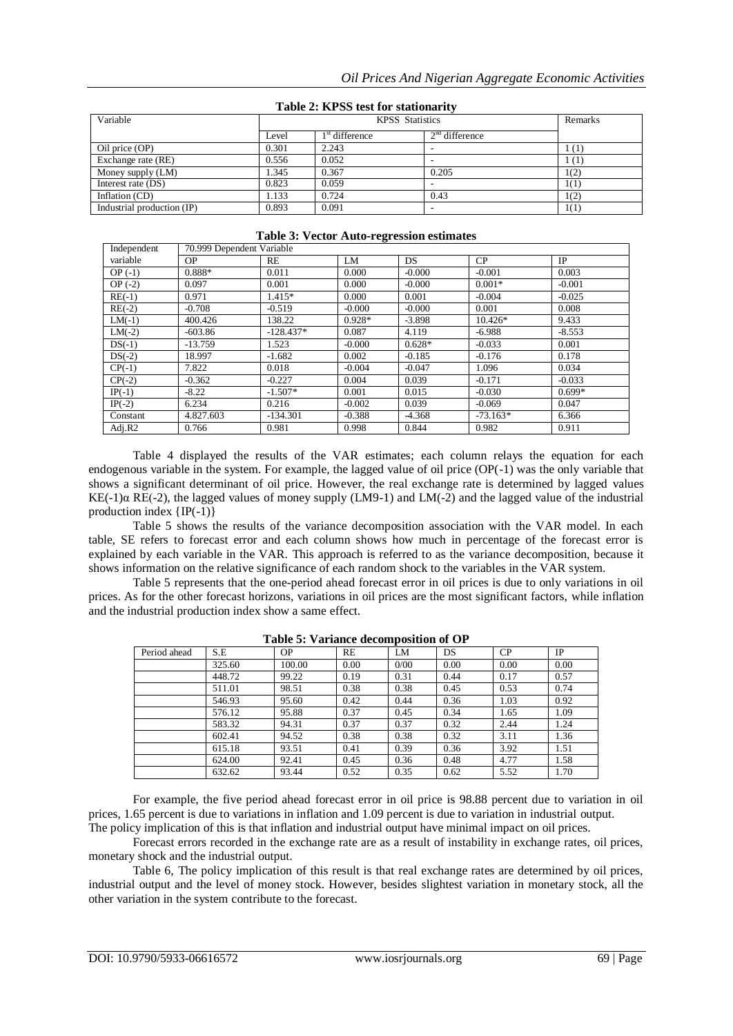**Table 2: KPSS test for stationarity**

| Variable | KPSS Statistics | | | Remarks |
|---|---|---|---|---|
| | Level | 1st difference | 2nd difference | |
| Oil price (OP) | 0.301 | 2.243 | - | 1 (1) |
| Exchange rate (RE) | 0.556 | 0.052 | - | 1 (1) |
| Money supply (LM) | 1.345 | 0.367 | 0.205 | 1(2) |
| Interest rate (DS) | 0.823 | 0.059 | - | 1(1) |
| Inflation (CD) | 1.133 | 0.724 | 0.43 | 1(2) |
| Industrial production (IP) | 0.893 | 0.091 | - | 1(1) |

**Table 3: Vector Auto-regression estimates**

| Independent variable | 70.999 Dependent Variable | | | | | |
|---|---|---|---|---|---|---|
| | OP | RE | LM | DS | CP | IP |
| OP (-1) | 0.888* | 0.011 | 0.000 | -0.000 | -0.001 | 0.003 |
| OP (-2) | 0.097 | 0.001 | 0.000 | -0.000 | 0.001* | -0.001 |
| RE(-1) | 0.971 | 1.415* | 0.000 | 0.001 | -0.004 | -0.025 |
| RE(-2) | -0.708 | -0.519 | -0.000 | -0.000 | 0.001 | 0.008 |
| LM(-1) | 400.426 | 138.22 | 0.928* | -3.898 | 10.426* | 9.433 |
| LM(-2) | -603.86 | -128.437* | 0.087 | 4.119 | -6.988 | -8.553 |
| DS(-1) | -13.759 | 1.523 | -0.000 | 0.628* | -0.033 | 0.001 |
| DS(-2) | 18.997 | -1.682 | 0.002 | -0.185 | -0.176 | 0.178 |
| CP(-1) | 7.822 | 0.018 | -0.004 | -0.047 | 1.096 | 0.034 |
| CP(-2) | -0.362 | -0.227 | 0.004 | 0.039 | -0.171 | -0.033 |
| IP(-1) | -8.22 | -1.507* | 0.001 | 0.015 | -0.030 | 0.699* |
| IP(-2) | 6.234 | 0.216 | -0.002 | 0.039 | -0.069 | 0.047 |
| Constant | 4.827.603 | -134.301 | -0.388 | -4.368 | -73.163* | 6.366 |
| Adj.R2 | 0.766 | 0.981 | 0.998 | 0.844 | 0.982 | 0.911 |

Table 4 displayed the results of the VAR estimates; each column relays the equation for each endogenous variable in the system. For example, the lagged value of oil price (OP(-1) was the only variable that shows a significant determinant of oil price. However, the real exchange rate is determined by lagged values KE(-1)α RE(-2), the lagged values of money supply (LM9-1) and LM(-2) and the lagged value of the industrial production index {IP(-1)}

Table 5 shows the results of the variance decomposition association with the VAR model. In each table, SE refers to forecast error and each column shows how much in percentage of the forecast error is explained by each variable in the VAR. This approach is referred to as the variance decomposition, because it shows information on the relative significance of each random shock to the variables in the VAR system.

Table 5 represents that the one-period ahead forecast error in oil prices is due to only variations in oil prices. As for the other forecast horizons, variations in oil prices are the most significant factors, while inflation and the industrial production index show a same effect.

**Table 5: Variance decomposition of OP**

| Period ahead | S.E | OP | RE | LM | DS | CP | IP |
|---|---|---|---|---|---|---|---|
| | 325.60 | 100.00 | 0.00 | 0/00 | 0.00 | 0.00 | 0.00 |
| | 448.72 | 99.22 | 0.19 | 0.31 | 0.44 | 0.17 | 0.57 |
| | 511.01 | 98.51 | 0.38 | 0.38 | 0.45 | 0.53 | 0.74 |
| | 546.93 | 95.60 | 0.42 | 0.44 | 0.36 | 1.03 | 0.92 |
| | 576.12 | 95.88 | 0.37 | 0.45 | 0.34 | 1.65 | 1.09 |
| | 583.32 | 94.31 | 0.37 | 0.37 | 0.32 | 2.44 | 1.24 |
| | 602.41 | 94.52 | 0.38 | 0.38 | 0.32 | 3.11 | 1.36 |
| | 615.18 | 93.51 | 0.41 | 0.39 | 0.36 | 3.92 | 1.51 |
| | 624.00 | 92.41 | 0.45 | 0.36 | 0.48 | 4.77 | 1.58 |
| | 632.62 | 93.44 | 0.52 | 0.35 | 0.62 | 5.52 | 1.70 |

For example, the five period ahead forecast error in oil price is 98.88 percent due to variation in oil prices, 1.65 percent is due to variations in inflation and 1.09 percent is due to variation in industrial output. The policy implication of this is that inflation and industrial output have minimal impact on oil prices.

Forecast errors recorded in the exchange rate are as a result of instability in exchange rates, oil prices, monetary shock and the industrial output.

Table 6, The policy implication of this result is that real exchange rates are determined by oil prices, industrial output and the level of money stock. However, besides slightest variation in monetary stock, all the other variation in the system contribute to the forecast.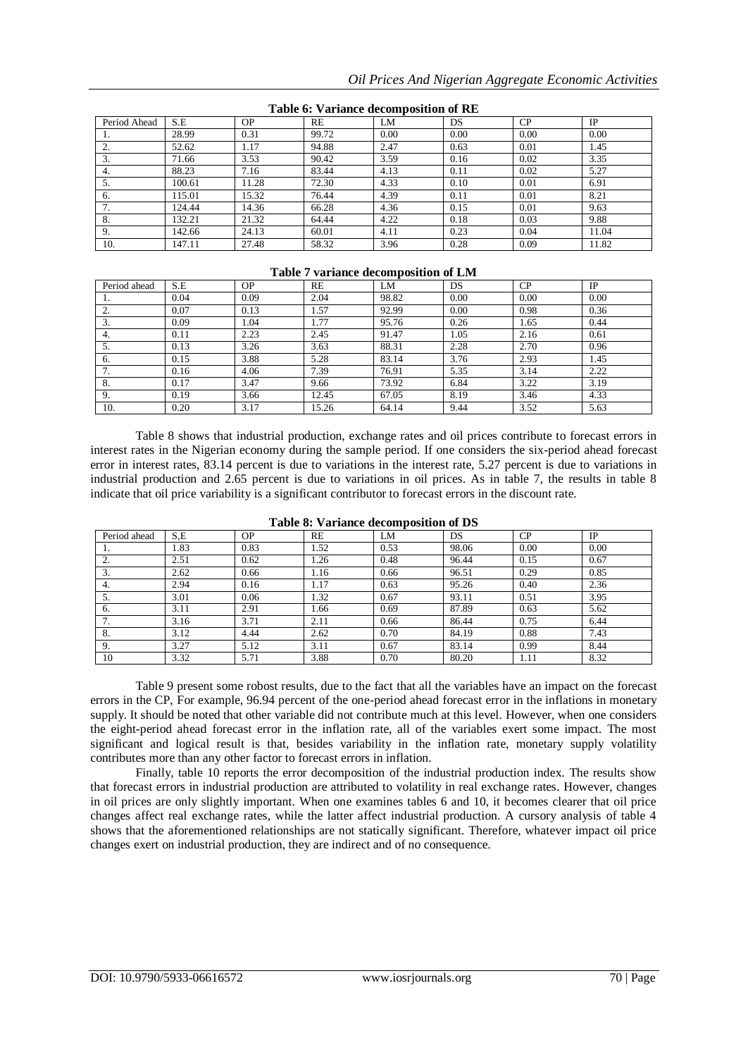**Table 6: Variance decomposition of RE**

| Period Ahead | S.E | OP | RE | LM | DS | CP | IP |
|---|---|---|---|---|---|---|---|
| 1. | 28.99 | 0.31 | 99.72 | 0.00 | 0.00 | 0.00 | 0.00 |
| 2. | 52.62 | 1.17 | 94.88 | 2.47 | 0.63 | 0.01 | 1.45 |
| 3. | 71.66 | 3.53 | 90.42 | 3.59 | 0.16 | 0.02 | 3.35 |
| 4. | 88.23 | 7.16 | 83.44 | 4.13 | 0.11 | 0.02 | 5.27 |
| 5. | 100.61 | 11.28 | 72.30 | 4.33 | 0.10 | 0.01 | 6.91 |
| 6. | 115.01 | 15.32 | 76.44 | 4.39 | 0.11 | 0.01 | 8.21 |
| 7. | 124.44 | 14.36 | 66.28 | 4.36 | 0.15 | 0.01 | 9.63 |
| 8. | 132.21 | 21.32 | 64.44 | 4.22 | 0.18 | 0.03 | 9.88 |
| 9. | 142.66 | 24.13 | 60.01 | 4.11 | 0.23 | 0.04 | 11.04 |
| 10. | 147.11 | 27.48 | 58.32 | 3.96 | 0.28 | 0.09 | 11.82 |

**Table 7 variance decomposition of LM**

| Period ahead | S.E | OP | RE | LM | DS | CP | IP |
|---|---|---|---|---|---|---|---|
| 1. | 0.04 | 0.09 | 2.04 | 98.82 | 0.00 | 0.00 | 0.00 |
| 2. | 0.07 | 0.13 | 1.57 | 92.99 | 0.00 | 0.98 | 0.36 |
| 3. | 0.09 | 1.04 | 1.77 | 95.76 | 0.26 | 1.65 | 0.44 |
| 4. | 0.11 | 2.23 | 2.45 | 91.47 | 1.05 | 2.16 | 0.61 |
| 5. | 0.13 | 3.26 | 3.63 | 88.31 | 2.28 | 2.70 | 0.96 |
| 6. | 0.15 | 3.88 | 5.28 | 83.14 | 3.76 | 2.93 | 1.45 |
| 7. | 0.16 | 4.06 | 7.39 | 76.91 | 5.35 | 3.14 | 2.22 |
| 8. | 0.17 | 3.47 | 9.66 | 73.92 | 6.84 | 3.22 | 3.19 |
| 9. | 0.19 | 3.66 | 12.45 | 67.05 | 8.19 | 3.46 | 4.33 |
| 10. | 0.20 | 3.17 | 15.26 | 64.14 | 9.44 | 3.52 | 5.63 |

Table 8 shows that industrial production, exchange rates and oil prices contribute to forecast errors in interest rates in the Nigerian economy during the sample period. If one considers the six-period ahead forecast error in interest rates, 83.14 percent is due to variations in the interest rate, 5.27 percent is due to variations in industrial production and 2.65 percent is due to variations in oil prices. As in table 7, the results in table 8 indicate that oil price variability is a significant contributor to forecast errors in the discount rate.

**Table 8: Variance decomposition of DS**

| Period ahead | S,E | OP | RE | LM | DS | CP | IP |
|---|---|---|---|---|---|---|---|
| 1. | 1.83 | 0.83 | 1.52 | 0.53 | 98.06 | 0.00 | 0.00 |
| 2. | 2.51 | 0.62 | 1.26 | 0.48 | 96.44 | 0.15 | 0.67 |
| 3. | 2.62 | 0.66 | 1.16 | 0.66 | 96.51 | 0.29 | 0.85 |
| 4. | 2.94 | 0.16 | 1.17 | 0.63 | 95.26 | 0.40 | 2.36 |
| 5. | 3.01 | 0.06 | 1.32 | 0.67 | 93.11 | 0.51 | 3.95 |
| 6. | 3.11 | 2.91 | 1.66 | 0.69 | 87.89 | 0.63 | 5.62 |
| 7. | 3.16 | 3.71 | 2.11 | 0.66 | 86.44 | 0.75 | 6.44 |
| 8. | 3.12 | 4.44 | 2.62 | 0.70 | 84.19 | 0.88 | 7.43 |
| 9. | 3.27 | 5.12 | 3.11 | 0.67 | 83.14 | 0.99 | 8.44 |
| 10 | 3.32 | 5.71 | 3.88 | 0.70 | 80.20 | 1.11 | 8.32 |

Table 9 present some robost results, due to the fact that all the variables have an impact on the forecast errors in the CP, For example, 96.94 percent of the one-period ahead forecast error in the inflations in monetary supply. It should be noted that other variable did not contribute much at this level. However, when one considers the eight-period ahead forecast error in the inflation rate, all of the variables exert some impact. The most significant and logical result is that, besides variability in the inflation rate, monetary supply volatility contributes more than any other factor to forecast errors in inflation.

Finally, table 10 reports the error decomposition of the industrial production index. The results show that forecast errors in industrial production are attributed to volatility in real exchange rates. However, changes in oil prices are only slightly important. When one examines tables 6 and 10, it becomes clearer that oil price changes affect real exchange rates, while the latter affect industrial production. A cursory analysis of table 4 shows that the aforementioned relationships are not statically significant. Therefore, whatever impact oil price changes exert on industrial production, they are indirect and of no consequence.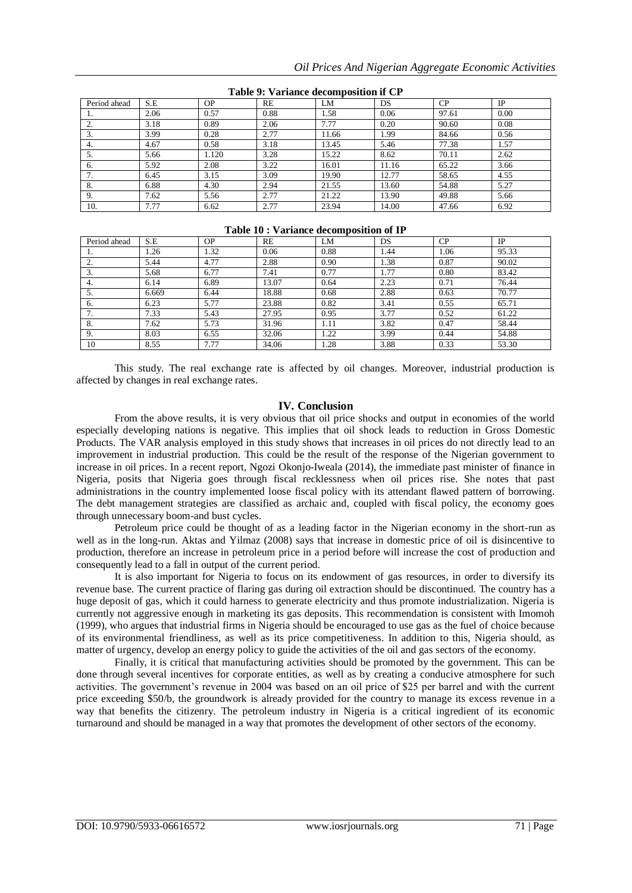**Table 9: Variance decomposition if CP**

| Period ahead | S.E | OP | RE | LM | DS | CP | IP |
|---|---|---|---|---|---|---|---|
| 1. | 2.06 | 0.57 | 0.88 | 1.58 | 0.06 | 97.61 | 0.00 |
| 2. | 3.18 | 0.89 | 2.06 | 7.77 | 0.20 | 90.60 | 0.08 |
| 3. | 3.99 | 0.28 | 2.77 | 11.66 | 1.99 | 84.66 | 0.56 |
| 4. | 4.67 | 0.58 | 3.18 | 13.45 | 5.46 | 77.38 | 1.57 |
| 5. | 5.66 | 1.120 | 3.28 | 15.22 | 8.62 | 70.11 | 2.62 |
| 6. | 5.92 | 2.08 | 3.22 | 16.01 | 11.16 | 65.22 | 3.66 |
| 7. | 6.45 | 3.15 | 3.09 | 19.90 | 12.77 | 58.65 | 4.55 |
| 8. | 6.88 | 4.30 | 2.94 | 21.55 | 13.60 | 54.88 | 5.27 |
| 9. | 7.62 | 5.56 | 2.77 | 21.22 | 13.90 | 49.88 | 5.66 |
| 10. | 7.77 | 6.62 | 2.77 | 23.94 | 14.00 | 47.66 | 6.92 |

**Table 10 : Variance decomposition of IP**

| Period ahead | S.E | OP | RE | LM | DS | CP | IP |
|---|---|---|---|---|---|---|---|
| 1. | 1.26 | 1.32 | 0.06 | 0.88 | 1.44 | 1.06 | 95.33 |
| 2. | 5.44 | 4.77 | 2.88 | 0.90 | 1.38 | 0.87 | 90.02 |
| 3. | 5.68 | 6.77 | 7.41 | 0.77 | 1.77 | 0.80 | 83.42 |
| 4. | 6.14 | 6.89 | 13.07 | 0.64 | 2.23 | 0.71 | 76.44 |
| 5. | 6.669 | 6.44 | 18.88 | 0.68 | 2.88 | 0.63 | 70.77 |
| 6. | 6.23 | 5.77 | 23.88 | 0.82 | 3.41 | 0.55 | 65.71 |
| 7. | 7.33 | 5.43 | 27.95 | 0.95 | 3.77 | 0.52 | 61.22 |
| 8. | 7.62 | 5.73 | 31.96 | 1.11 | 3.82 | 0.47 | 58.44 |
| 9. | 8.03 | 6.55 | 32.06 | 1.22 | 3.99 | 0.44 | 54.88 |
| 10 | 8.55 | 7.77 | 34.06 | 1.28 | 3.88 | 0.33 | 53.30 |

This study. The real exchange rate is affected by oil changes. Moreover, industrial production is affected by changes in real exchange rates.

## IV. Conclusion

From the above results, it is very obvious that oil price shocks and output in economies of the world especially developing nations is negative. This implies that oil shock leads to reduction in Gross Domestic Products. The VAR analysis employed in this study shows that increases in oil prices do not directly lead to an improvement in industrial production. This could be the result of the response of the Nigerian government to increase in oil prices. In a recent report, Ngozi Okonjo-Iweala (2014), the immediate past minister of finance in Nigeria, posits that Nigeria goes through fiscal recklessness when oil prices rise. She notes that past administrations in the country implemented loose fiscal policy with its attendant flawed pattern of borrowing. The debt management strategies are classified as archaic and, coupled with fiscal policy, the economy goes through unnecessary boom-and bust cycles.

Petroleum price could be thought of as a leading factor in the Nigerian economy in the short-run as well as in the long-run. Aktas and Yilmaz (2008) says that increase in domestic price of oil is disincentive to production, therefore an increase in petroleum price in a period before will increase the cost of production and consequently lead to a fall in output of the current period.

It is also important for Nigeria to focus on its endowment of gas resources, in order to diversify its revenue base. The current practice of flaring gas during oil extraction should be discontinued. The country has a huge deposit of gas, which it could harness to generate electricity and thus promote industrialization. Nigeria is currently not aggressive enough in marketing its gas deposits. This recommendation is consistent with Imomoh (1999), who argues that industrial firms in Nigeria should be encouraged to use gas as the fuel of choice because of its environmental friendliness, as well as its price competitiveness. In addition to this, Nigeria should, as matter of urgency, develop an energy policy to guide the activities of the oil and gas sectors of the economy.

Finally, it is critical that manufacturing activities should be promoted by the government. This can be done through several incentives for corporate entities, as well as by creating a conducive atmosphere for such activities. The government's revenue in 2004 was based on an oil price of $25 per barrel and with the current price exceeding $50/b, the groundwork is already provided for the country to manage its excess revenue in a way that benefits the citizenry. The petroleum industry in Nigeria is a critical ingredient of its economic turnaround and should be managed in a way that promotes the development of other sectors of the economy.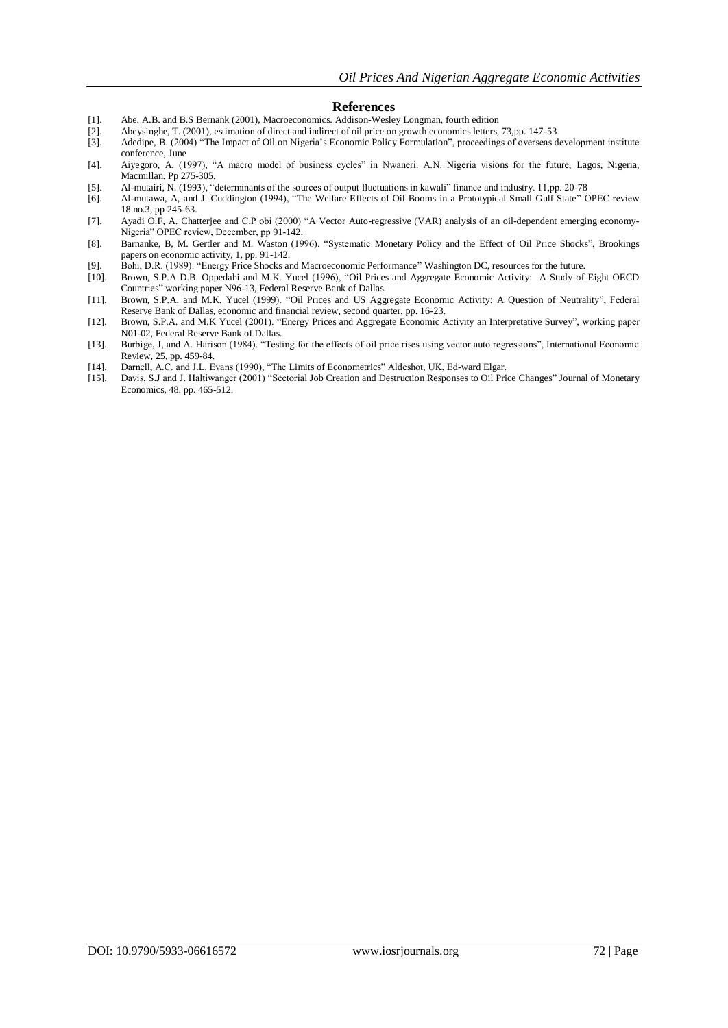## References

[1]. Abe. A.B. and B.S Bernank (2001), Macroeconomics. Addison-Wesley Longman, fourth edition

[2]. Abeysinghe, T. (2001), estimation of direct and indirect of oil price on growth economics letters, 73,pp. 147-53

[3]. Adedipe, B. (2004) "The Impact of Oil on Nigeria's Economic Policy Formulation", proceedings of overseas development institute conference, June

[4]. Aiyegoro, A. (1997), "A macro model of business cycles" in Nwaneri. A.N. Nigeria visions for the future, Lagos, Nigeria, Macmillan. Pp 275-305.

[5]. Al-mutairi, N. (1993), "determinants of the sources of output fluctuations in kawali" finance and industry. 11,pp. 20-78

[6]. Al-mutawa, A, and J. Cuddington (1994), "The Welfare Effects of Oil Booms in a Prototypical Small Gulf State" OPEC review 18.no.3, pp 245-63.

[7]. Ayadi O.F, A. Chatterjee and C.P obi (2000) "A Vector Auto-regressive (VAR) analysis of an oil-dependent emerging economy-Nigeria" OPEC review, December, pp 91-142.

[8]. Barnanke, B, M. Gertler and M. Waston (1996). "Systematic Monetary Policy and the Effect of Oil Price Shocks", Brookings papers on economic activity, 1, pp. 91-142.

[9]. Bohi, D.R. (1989). "Energy Price Shocks and Macroeconomic Performance" Washington DC, resources for the future.

[10]. Brown, S.P.A D.B. Oppedahi and M.K. Yucel (1996), "Oil Prices and Aggregate Economic Activity: A Study of Eight OECD Countries" working paper N96-13, Federal Reserve Bank of Dallas.

[11]. Brown, S.P.A. and M.K. Yucel (1999). "Oil Prices and US Aggregate Economic Activity: A Question of Neutrality", Federal Reserve Bank of Dallas, economic and financial review, second quarter, pp. 16-23.

[12]. Brown, S.P.A. and M.K Yucel (2001). "Energy Prices and Aggregate Economic Activity an Interpretative Survey", working paper N01-02, Federal Reserve Bank of Dallas.

[13]. Burbige, J, and A. Harison (1984). "Testing for the effects of oil price rises using vector auto regressions", International Economic Review, 25, pp. 459-84.

[14]. Darnell, A.C. and J.L. Evans (1990), "The Limits of Econometrics" Aldeshot, UK, Ed-ward Elgar.

[15]. Davis, S.J and J. Haltiwanger (2001) "Sectorial Job Creation and Destruction Responses to Oil Price Changes" Journal of Monetary Economics, 48. pp. 465-512.